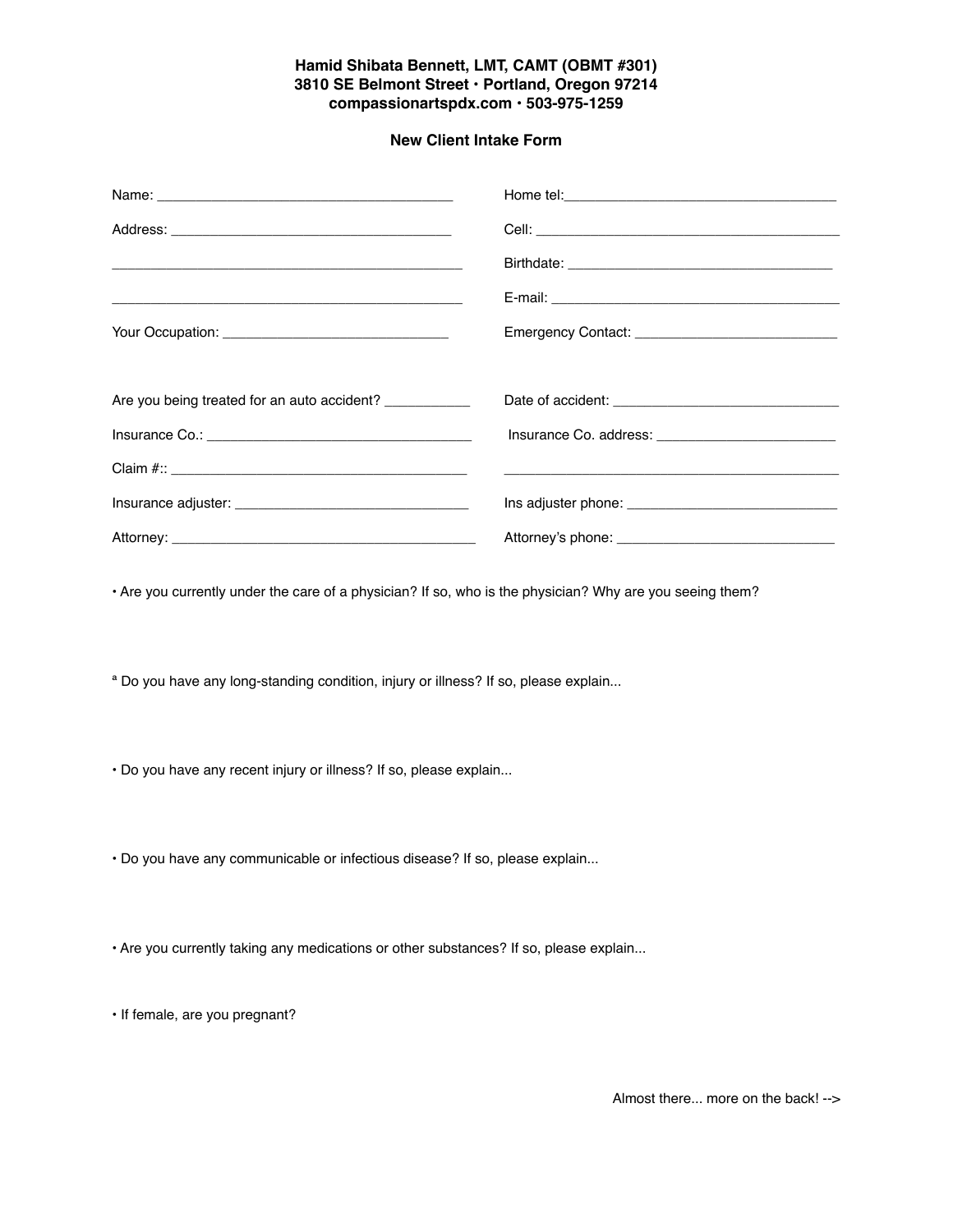**Hamid Shibata Bennett, LMT, CAMT (OBMT #301)**
**3810 SE Belmont Street • Portland, Oregon 97214**
**compassionartspdx.com • 503-975-1259**

**New Client Intake Form**

Name: ______________________________________

Address: ____________________________________

_____________________________________________

_____________________________________________

Your Occupation: _____________________________

Home tel:___________________________________

Cell: ________________________________________

Birthdate: ___________________________________

E-mail: ______________________________________

Emergency Contact: __________________________

Are you being treated for an auto accident? ___________

Insurance Co.: __________________________________

Claim #:: ______________________________________

Insurance adjuster: ______________________________

Attorney: _______________________________________

Date of accident: _____________________________

Insurance Co. address: _______________________

_____________________________________________

Ins adjuster phone: ___________________________

Attorney's phone: ____________________________

• Are you currently under the care of a physician? If so, who is the physician? Why are you seeing them?

ª Do you have any long-standing condition, injury or illness? If so, please explain...

• Do you have any recent injury or illness? If so, please explain...

• Do you have any communicable or infectious disease? If so, please explain...

• Are you currently taking any medications or other substances? If so, please explain...

• If female, are you pregnant?

Almost there... more on the back! -->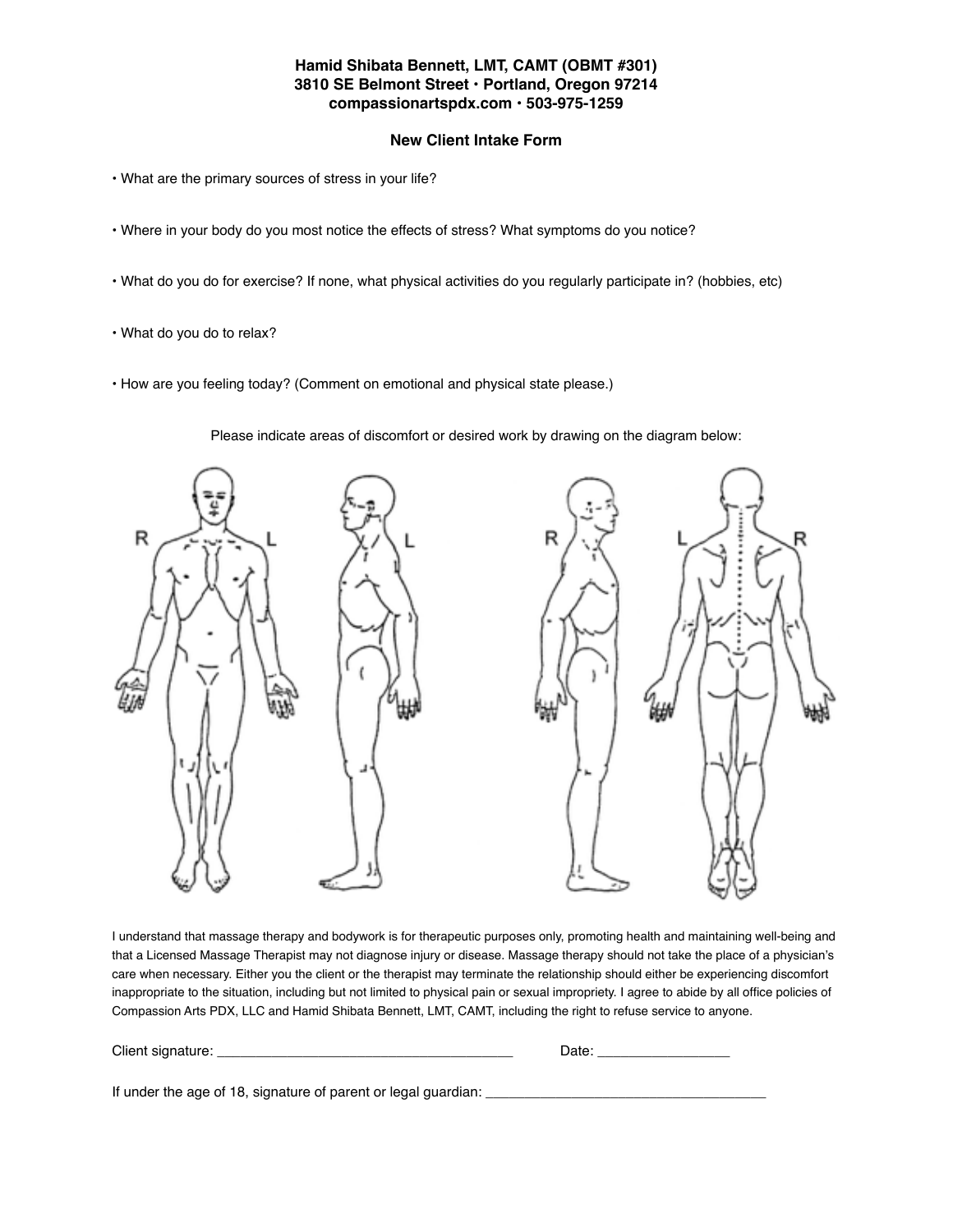**Hamid Shibata Bennett, LMT, CAMT (OBMT #301)**
**3810 SE Belmont Street • Portland, Oregon 97214**
**compassionartspdx.com • 503-975-1259**

## New Client Intake Form

- What are the primary sources of stress in your life?

- Where in your body do you most notice the effects of stress? What symptoms do you notice?

- What do you do for exercise? If none, what physical activities do you regularly participate in? (hobbies, etc)

- What do you do to relax?

- How are you feeling today? (Comment on emotional and physical state please.)

Please indicate areas of discomfort or desired work by drawing on the diagram below:

R L

L

R

L R

I understand that massage therapy and bodywork is for therapeutic purposes only, promoting health and maintaining well-being and that a Licensed Massage Therapist may not diagnose injury or disease. Massage therapy should not take the place of a physician's care when necessary. Either you the client or the therapist may terminate the relationship should either be experiencing discomfort inappropriate to the situation, including but not limited to physical pain or sexual impropriety. I agree to abide by all office policies of Compassion Arts PDX, LLC and Hamid Shibata Bennett, LMT, CAMT, including the right to refuse service to anyone.

Client signature: ______________________________________ Date: _________________

If under the age of 18, signature of parent or legal guardian: ____________________________________